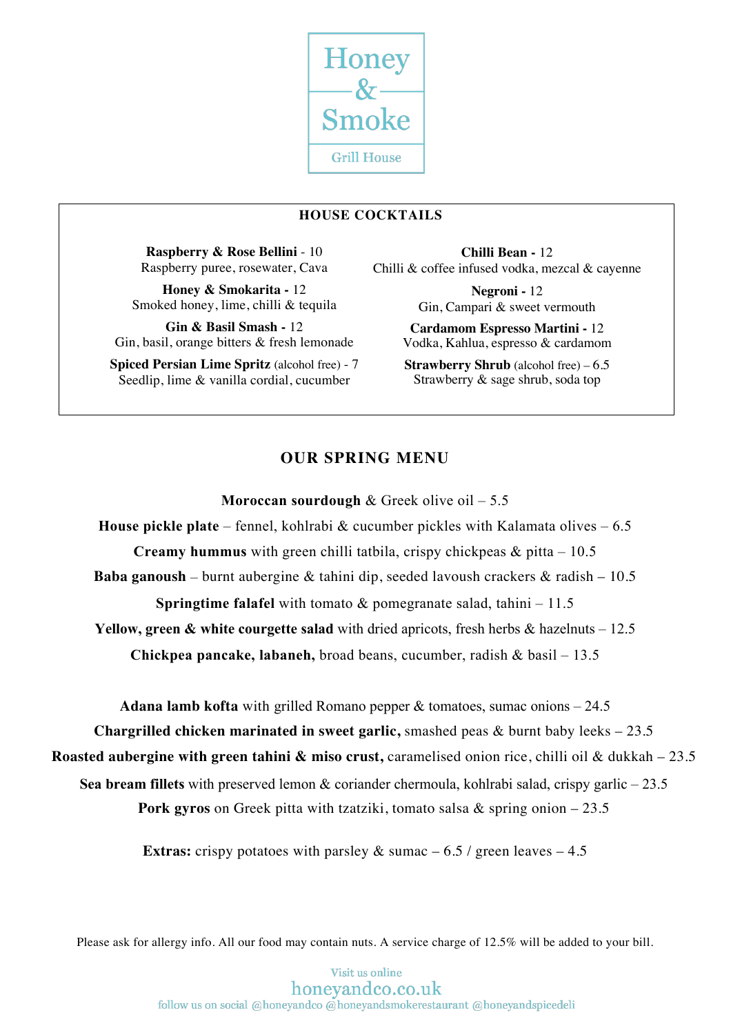# Honey & Smoke

Grill House

## HOUSE COCKTAILS

**Raspberry & Rose Bellini** - 10
Raspberry puree, rosewater, Cava

**Honey & Smokarita -** 12
Smoked honey, lime, chilli & tequila

**Gin & Basil Smash -** 12
Gin, basil, orange bitters & fresh lemonade

**Spiced Persian Lime Spritz** (alcohol free) - 7
Seedlip, lime & vanilla cordial, cucumber

**Chilli Bean -** 12
Chilli & coffee infused vodka, mezcal & cayenne

**Negroni -** 12
Gin, Campari & sweet vermouth

**Cardamom Espresso Martini -** 12
Vodka, Kahlua, espresso & cardamom

**Strawberry Shrub** (alcohol free) – 6.5
Strawberry & sage shrub, soda top

## OUR SPRING MENU

**Moroccan sourdough** & Greek olive oil – 5.5

**House pickle plate** – fennel, kohlrabi & cucumber pickles with Kalamata olives – 6.5

**Creamy hummus** with green chilli tatbila, crispy chickpeas & pitta – 10.5

**Baba ganoush** – burnt aubergine & tahini dip, seeded lavoush crackers & radish – 10.5

**Springtime falafel** with tomato & pomegranate salad, tahini – 11.5

**Yellow, green & white courgette salad** with dried apricots, fresh herbs & hazelnuts – 12.5

**Chickpea pancake, labaneh,** broad beans, cucumber, radish & basil – 13.5

**Adana lamb kofta** with grilled Romano pepper & tomatoes, sumac onions – 24.5

**Chargrilled chicken marinated in sweet garlic,** smashed peas & burnt baby leeks – 23.5

**Roasted aubergine with green tahini & miso crust,** caramelised onion rice, chilli oil & dukkah – 23.5

**Sea bream fillets** with preserved lemon & coriander chermoula, kohlrabi salad, crispy garlic – 23.5

**Pork gyros** on Greek pitta with tzatziki, tomato salsa & spring onion – 23.5

**Extras:** crispy potatoes with parsley & sumac – 6.5 / green leaves – 4.5

Please ask for allergy info. All our food may contain nuts. A service charge of 12.5% will be added to your bill.

Visit us online
honeyandco.co.uk
follow us on social @honeyandco @honeyandsmokerestaurant @honeyandspicedeli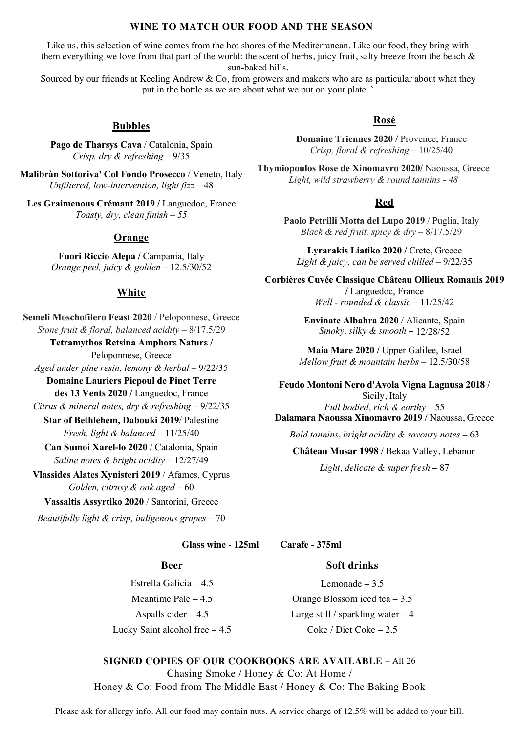## WINE TO MATCH OUR FOOD AND THE SEASON

Like us, this selection of wine comes from the hot shores of the Mediterranean. Like our food, they bring with them everything we love from that part of the world: the scent of herbs, juicy fruit, salty breeze from the beach & sun-baked hills.
Sourced by our friends at Keeling Andrew & Co, from growers and makers who are as particular about what they put in the bottle as we are about what we put on your plate.`

### Bubbles

**Pago de Tharsys Cava** / Catalonia, Spain
*Crisp, dry & refreshing* – 9/35

**Malibràn Sottoriva' Col Fondo Prosecco** / Veneto, Italy
*Unfiltered, low-intervention, light fizz* – 48

**Les Graimenous Crémant 2019 /** Languedoc, France
*Toasty, dry, clean finish – 55*

### Orange

**Fuori Riccio Alepa /** Campania, Italy
*Orange peel, juicy & golden* – 12.5/30/52

### White

**Semeli Moschofilero Feast 2020** / Peloponnese, Greece
*Stone fruit & floral, balanced acidity* – 8/17.5/29

**Tetramythos Retsina Amphorɛ Naturɛ /** Peloponnese, Greece
*Aged under pine resin, lemony & herbal* – 9/22/35

**Domaine Lauriers Picpoul de Pinet Terre des 13 Vents 2020 /** Languedoc, France
*Citrus & mineral notes, dry & refreshing* – 9/22/35

**Star of Bethlehem, Dabouki 2019**/ Palestine
*Fresh, light & balanced* – 11/25/40

**Can Sumoi Xarel-lo 2020** / Catalonia, Spain
*Saline notes & bright acidity* – 12/27/49

**Vlassides Alates Xynisteri 2019** / Afames, Cyprus
*Golden, citrusy & oak aged* – 60

**Vassaltis Assyrtiko 2020** / Santorini, Greece
*Beautifully light & crisp, indigenous grapes* – 70

### Rosé

**Domaine Triennes 2020 /** Provence, France
*Crisp, floral & refreshing* – 10/25/40

**Thymiopoulos Rose de Xinomavro 2020/** Naoussa, Greece
*Light, wild strawberry & round tannins - 48*

### Red

**Paolo Petrilli Motta del Lupo 2019** / Puglia, Italy
*Black & red fruit, spicy & dry* – 8/17.5/29

**Lyrarakis Liatiko 2020 /** Crete, Greece
*Light & juicy, can be served chilled* – 9/22/35

**Corbières Cuvée Classique Château Ollieux Romanis 2019 /** Languedoc, France
*Well - rounded & classic* – 11/25/42

**Envinate Albahra 2020** / Alicante, Spain
*Smoky, silky & smooth* – 12/28/52

**Maia Mare 2020 /** Upper Galilee, Israel
*Mellow fruit & mountain herbs* – 12.5/30/58

**Feudo Montoni Nero d'Avola Vigna Lagnusa 2018 /** Sicily, Italy
*Full bodied, rich & earthy* – 55

**Dalamara Naoussa Xinomavro 2019 /** Naoussa, Greece
*Bold tannins, bright acidity & savoury notes* – 63

**Château Musar 1998 /** Bekaa Valley, Lebanon
*Light, delicate & super fresh* – 87

**Glass wine - 125ml** **Carafe - 375ml**

### Beer

Estrella Galicia – 4.5
Meantime Pale – 4.5
Aspalls cider – 4.5
Lucky Saint alcohol free – 4.5

### Soft drinks

Lemonade – 3.5
Orange Blossom iced tea – 3.5
Large still / sparkling water – 4
Coke / Diet Coke – 2.5

**SIGNED COPIES OF OUR COOKBOOKS ARE AVAILABLE** – All 26
Chasing Smoke / Honey & Co: At Home /
Honey & Co: Food from The Middle East / Honey & Co: The Baking Book

Please ask for allergy info. All our food may contain nuts. A service charge of 12.5% will be added to your bill.